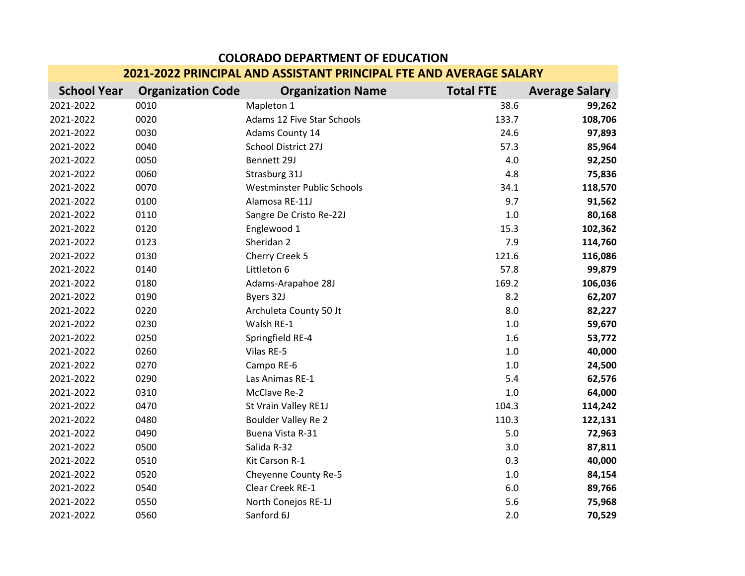# COLORADO DEPARTMENT OF EDUCATION

## 2021-2022 PRINCIPAL AND ASSISTANT PRINCIPAL FTE AND AVERAGE SALARY

| School Year | Organization Code | Organization Name | Total FTE | Average Salary |
|---|---|---|---|---|
| 2021-2022 | 0010 | Mapleton 1 | 38.6 | **99,262** |
| 2021-2022 | 0020 | Adams 12 Five Star Schools | 133.7 | **108,706** |
| 2021-2022 | 0030 | Adams County 14 | 24.6 | **97,893** |
| 2021-2022 | 0040 | School District 27J | 57.3 | **85,964** |
| 2021-2022 | 0050 | Bennett 29J | 4.0 | **92,250** |
| 2021-2022 | 0060 | Strasburg 31J | 4.8 | **75,836** |
| 2021-2022 | 0070 | Westminster Public Schools | 34.1 | **118,570** |
| 2021-2022 | 0100 | Alamosa RE-11J | 9.7 | **91,562** |
| 2021-2022 | 0110 | Sangre De Cristo Re-22J | 1.0 | **80,168** |
| 2021-2022 | 0120 | Englewood 1 | 15.3 | **102,362** |
| 2021-2022 | 0123 | Sheridan 2 | 7.9 | **114,760** |
| 2021-2022 | 0130 | Cherry Creek 5 | 121.6 | **116,086** |
| 2021-2022 | 0140 | Littleton 6 | 57.8 | **99,879** |
| 2021-2022 | 0180 | Adams-Arapahoe 28J | 169.2 | **106,036** |
| 2021-2022 | 0190 | Byers 32J | 8.2 | **62,207** |
| 2021-2022 | 0220 | Archuleta County 50 Jt | 8.0 | **82,227** |
| 2021-2022 | 0230 | Walsh RE-1 | 1.0 | **59,670** |
| 2021-2022 | 0250 | Springfield RE-4 | 1.6 | **53,772** |
| 2021-2022 | 0260 | Vilas RE-5 | 1.0 | **40,000** |
| 2021-2022 | 0270 | Campo RE-6 | 1.0 | **24,500** |
| 2021-2022 | 0290 | Las Animas RE-1 | 5.4 | **62,576** |
| 2021-2022 | 0310 | McClave Re-2 | 1.0 | **64,000** |
| 2021-2022 | 0470 | St Vrain Valley RE1J | 104.3 | **114,242** |
| 2021-2022 | 0480 | Boulder Valley Re 2 | 110.3 | **122,131** |
| 2021-2022 | 0490 | Buena Vista R-31 | 5.0 | **72,963** |
| 2021-2022 | 0500 | Salida R-32 | 3.0 | **87,811** |
| 2021-2022 | 0510 | Kit Carson R-1 | 0.3 | **40,000** |
| 2021-2022 | 0520 | Cheyenne County Re-5 | 1.0 | **84,154** |
| 2021-2022 | 0540 | Clear Creek RE-1 | 6.0 | **89,766** |
| 2021-2022 | 0550 | North Conejos RE-1J | 5.6 | **75,968** |
| 2021-2022 | 0560 | Sanford 6J | 2.0 | **70,529** |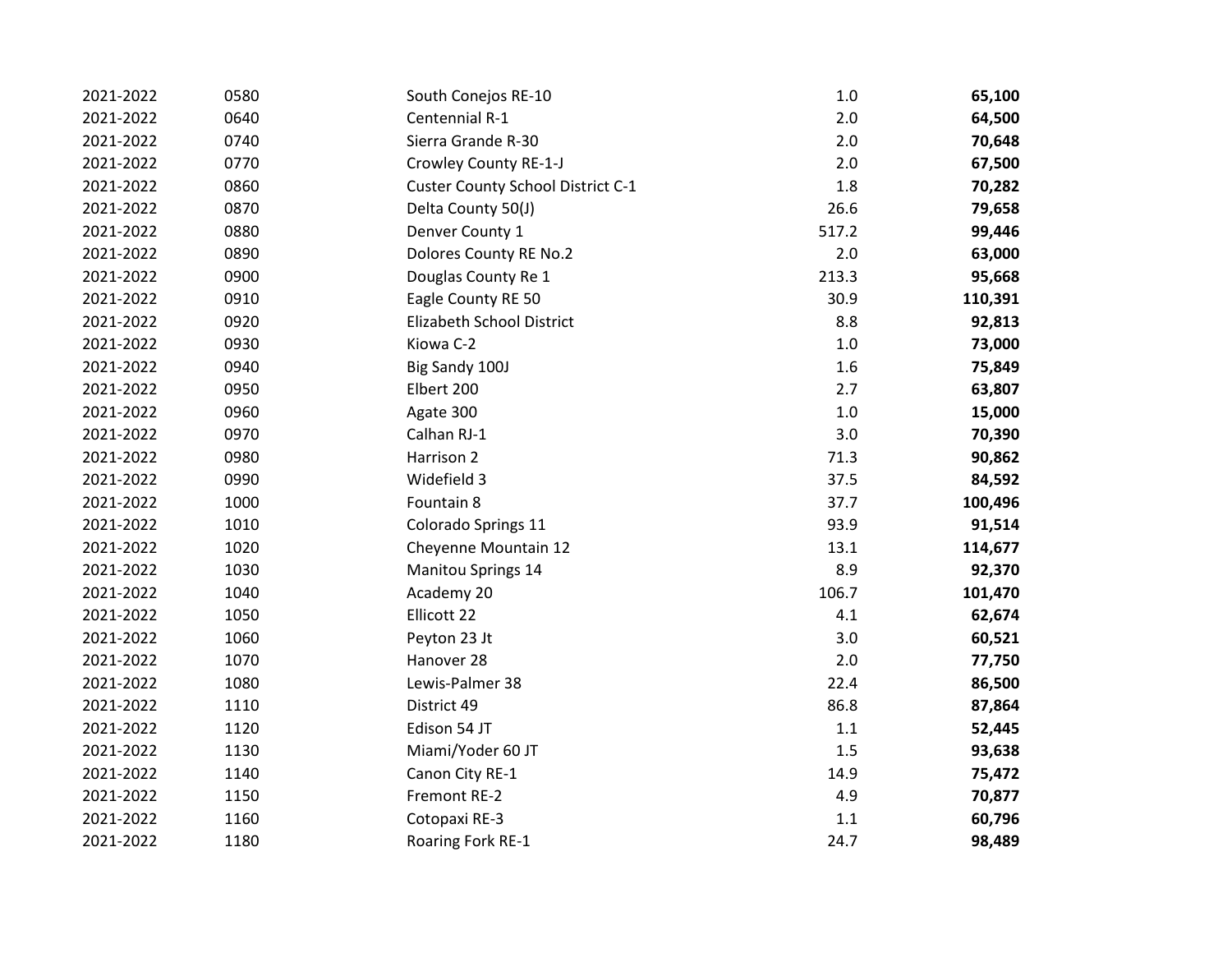| | | | | |
|---|---|---|---|---|
| 2021-2022 | 0580 | South Conejos RE-10 | 1.0 | **65,100** |
| 2021-2022 | 0640 | Centennial R-1 | 2.0 | **64,500** |
| 2021-2022 | 0740 | Sierra Grande R-30 | 2.0 | **70,648** |
| 2021-2022 | 0770 | Crowley County RE-1-J | 2.0 | **67,500** |
| 2021-2022 | 0860 | Custer County School District C-1 | 1.8 | **70,282** |
| 2021-2022 | 0870 | Delta County 50(J) | 26.6 | **79,658** |
| 2021-2022 | 0880 | Denver County 1 | 517.2 | **99,446** |
| 2021-2022 | 0890 | Dolores County RE No.2 | 2.0 | **63,000** |
| 2021-2022 | 0900 | Douglas County Re 1 | 213.3 | **95,668** |
| 2021-2022 | 0910 | Eagle County RE 50 | 30.9 | **110,391** |
| 2021-2022 | 0920 | Elizabeth School District | 8.8 | **92,813** |
| 2021-2022 | 0930 | Kiowa C-2 | 1.0 | **73,000** |
| 2021-2022 | 0940 | Big Sandy 100J | 1.6 | **75,849** |
| 2021-2022 | 0950 | Elbert 200 | 2.7 | **63,807** |
| 2021-2022 | 0960 | Agate 300 | 1.0 | **15,000** |
| 2021-2022 | 0970 | Calhan RJ-1 | 3.0 | **70,390** |
| 2021-2022 | 0980 | Harrison 2 | 71.3 | **90,862** |
| 2021-2022 | 0990 | Widefield 3 | 37.5 | **84,592** |
| 2021-2022 | 1000 | Fountain 8 | 37.7 | **100,496** |
| 2021-2022 | 1010 | Colorado Springs 11 | 93.9 | **91,514** |
| 2021-2022 | 1020 | Cheyenne Mountain 12 | 13.1 | **114,677** |
| 2021-2022 | 1030 | Manitou Springs 14 | 8.9 | **92,370** |
| 2021-2022 | 1040 | Academy 20 | 106.7 | **101,470** |
| 2021-2022 | 1050 | Ellicott 22 | 4.1 | **62,674** |
| 2021-2022 | 1060 | Peyton 23 Jt | 3.0 | **60,521** |
| 2021-2022 | 1070 | Hanover 28 | 2.0 | **77,750** |
| 2021-2022 | 1080 | Lewis-Palmer 38 | 22.4 | **86,500** |
| 2021-2022 | 1110 | District 49 | 86.8 | **87,864** |
| 2021-2022 | 1120 | Edison 54 JT | 1.1 | **52,445** |
| 2021-2022 | 1130 | Miami/Yoder 60 JT | 1.5 | **93,638** |
| 2021-2022 | 1140 | Canon City RE-1 | 14.9 | **75,472** |
| 2021-2022 | 1150 | Fremont RE-2 | 4.9 | **70,877** |
| 2021-2022 | 1160 | Cotopaxi RE-3 | 1.1 | **60,796** |
| 2021-2022 | 1180 | Roaring Fork RE-1 | 24.7 | **98,489** |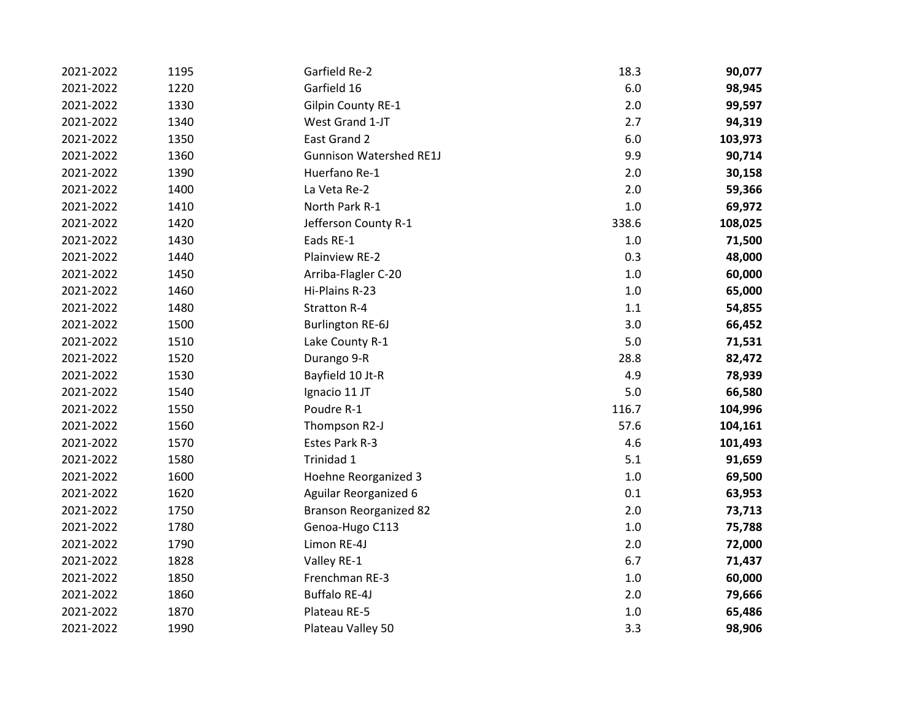| | | | | |
|---|---|---|---|---|
| 2021-2022 | 1195 | Garfield Re-2 | 18.3 | **90,077** |
| 2021-2022 | 1220 | Garfield 16 | 6.0 | **98,945** |
| 2021-2022 | 1330 | Gilpin County RE-1 | 2.0 | **99,597** |
| 2021-2022 | 1340 | West Grand 1-JT | 2.7 | **94,319** |
| 2021-2022 | 1350 | East Grand 2 | 6.0 | **103,973** |
| 2021-2022 | 1360 | Gunnison Watershed RE1J | 9.9 | **90,714** |
| 2021-2022 | 1390 | Huerfano Re-1 | 2.0 | **30,158** |
| 2021-2022 | 1400 | La Veta Re-2 | 2.0 | **59,366** |
| 2021-2022 | 1410 | North Park R-1 | 1.0 | **69,972** |
| 2021-2022 | 1420 | Jefferson County R-1 | 338.6 | **108,025** |
| 2021-2022 | 1430 | Eads RE-1 | 1.0 | **71,500** |
| 2021-2022 | 1440 | Plainview RE-2 | 0.3 | **48,000** |
| 2021-2022 | 1450 | Arriba-Flagler C-20 | 1.0 | **60,000** |
| 2021-2022 | 1460 | Hi-Plains R-23 | 1.0 | **65,000** |
| 2021-2022 | 1480 | Stratton R-4 | 1.1 | **54,855** |
| 2021-2022 | 1500 | Burlington RE-6J | 3.0 | **66,452** |
| 2021-2022 | 1510 | Lake County R-1 | 5.0 | **71,531** |
| 2021-2022 | 1520 | Durango 9-R | 28.8 | **82,472** |
| 2021-2022 | 1530 | Bayfield 10 Jt-R | 4.9 | **78,939** |
| 2021-2022 | 1540 | Ignacio 11 JT | 5.0 | **66,580** |
| 2021-2022 | 1550 | Poudre R-1 | 116.7 | **104,996** |
| 2021-2022 | 1560 | Thompson R2-J | 57.6 | **104,161** |
| 2021-2022 | 1570 | Estes Park R-3 | 4.6 | **101,493** |
| 2021-2022 | 1580 | Trinidad 1 | 5.1 | **91,659** |
| 2021-2022 | 1600 | Hoehne Reorganized 3 | 1.0 | **69,500** |
| 2021-2022 | 1620 | Aguilar Reorganized 6 | 0.1 | **63,953** |
| 2021-2022 | 1750 | Branson Reorganized 82 | 2.0 | **73,713** |
| 2021-2022 | 1780 | Genoa-Hugo C113 | 1.0 | **75,788** |
| 2021-2022 | 1790 | Limon RE-4J | 2.0 | **72,000** |
| 2021-2022 | 1828 | Valley RE-1 | 6.7 | **71,437** |
| 2021-2022 | 1850 | Frenchman RE-3 | 1.0 | **60,000** |
| 2021-2022 | 1860 | Buffalo RE-4J | 2.0 | **79,666** |
| 2021-2022 | 1870 | Plateau RE-5 | 1.0 | **65,486** |
| 2021-2022 | 1990 | Plateau Valley 50 | 3.3 | **98,906** |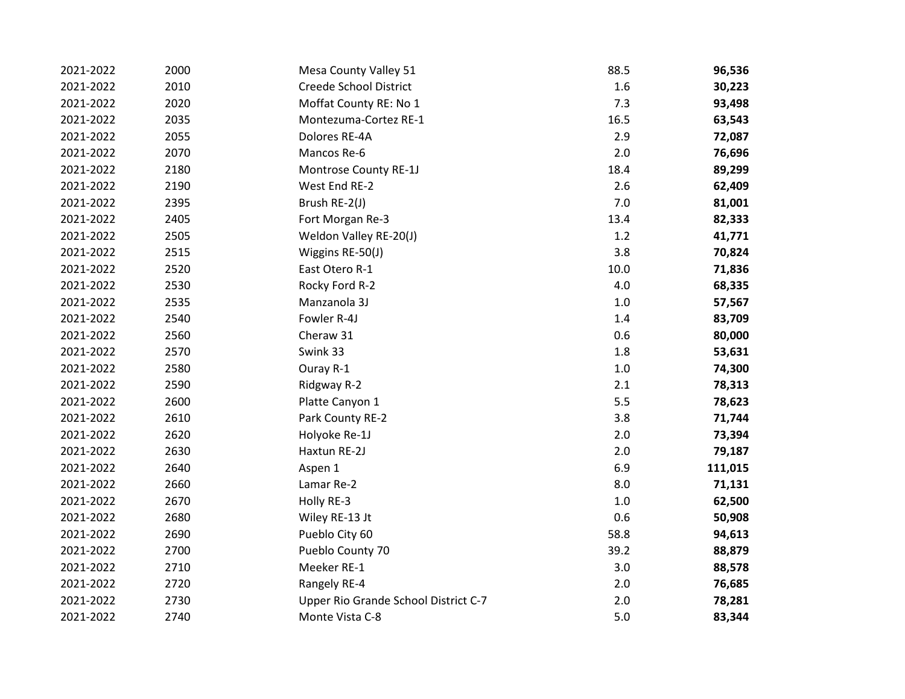| | | | | |
|---|---|---|---|---|
| 2021-2022 | 2000 | Mesa County Valley 51 | 88.5 | **96,536** |
| 2021-2022 | 2010 | Creede School District | 1.6 | **30,223** |
| 2021-2022 | 2020 | Moffat County RE: No 1 | 7.3 | **93,498** |
| 2021-2022 | 2035 | Montezuma-Cortez RE-1 | 16.5 | **63,543** |
| 2021-2022 | 2055 | Dolores RE-4A | 2.9 | **72,087** |
| 2021-2022 | 2070 | Mancos Re-6 | 2.0 | **76,696** |
| 2021-2022 | 2180 | Montrose County RE-1J | 18.4 | **89,299** |
| 2021-2022 | 2190 | West End RE-2 | 2.6 | **62,409** |
| 2021-2022 | 2395 | Brush RE-2(J) | 7.0 | **81,001** |
| 2021-2022 | 2405 | Fort Morgan Re-3 | 13.4 | **82,333** |
| 2021-2022 | 2505 | Weldon Valley RE-20(J) | 1.2 | **41,771** |
| 2021-2022 | 2515 | Wiggins RE-50(J) | 3.8 | **70,824** |
| 2021-2022 | 2520 | East Otero R-1 | 10.0 | **71,836** |
| 2021-2022 | 2530 | Rocky Ford R-2 | 4.0 | **68,335** |
| 2021-2022 | 2535 | Manzanola 3J | 1.0 | **57,567** |
| 2021-2022 | 2540 | Fowler R-4J | 1.4 | **83,709** |
| 2021-2022 | 2560 | Cheraw 31 | 0.6 | **80,000** |
| 2021-2022 | 2570 | Swink 33 | 1.8 | **53,631** |
| 2021-2022 | 2580 | Ouray R-1 | 1.0 | **74,300** |
| 2021-2022 | 2590 | Ridgway R-2 | 2.1 | **78,313** |
| 2021-2022 | 2600 | Platte Canyon 1 | 5.5 | **78,623** |
| 2021-2022 | 2610 | Park County RE-2 | 3.8 | **71,744** |
| 2021-2022 | 2620 | Holyoke Re-1J | 2.0 | **73,394** |
| 2021-2022 | 2630 | Haxtun RE-2J | 2.0 | **79,187** |
| 2021-2022 | 2640 | Aspen 1 | 6.9 | **111,015** |
| 2021-2022 | 2660 | Lamar Re-2 | 8.0 | **71,131** |
| 2021-2022 | 2670 | Holly RE-3 | 1.0 | **62,500** |
| 2021-2022 | 2680 | Wiley RE-13 Jt | 0.6 | **50,908** |
| 2021-2022 | 2690 | Pueblo City 60 | 58.8 | **94,613** |
| 2021-2022 | 2700 | Pueblo County 70 | 39.2 | **88,879** |
| 2021-2022 | 2710 | Meeker RE-1 | 3.0 | **88,578** |
| 2021-2022 | 2720 | Rangely RE-4 | 2.0 | **76,685** |
| 2021-2022 | 2730 | Upper Rio Grande School District C-7 | 2.0 | **78,281** |
| 2021-2022 | 2740 | Monte Vista C-8 | 5.0 | **83,344** |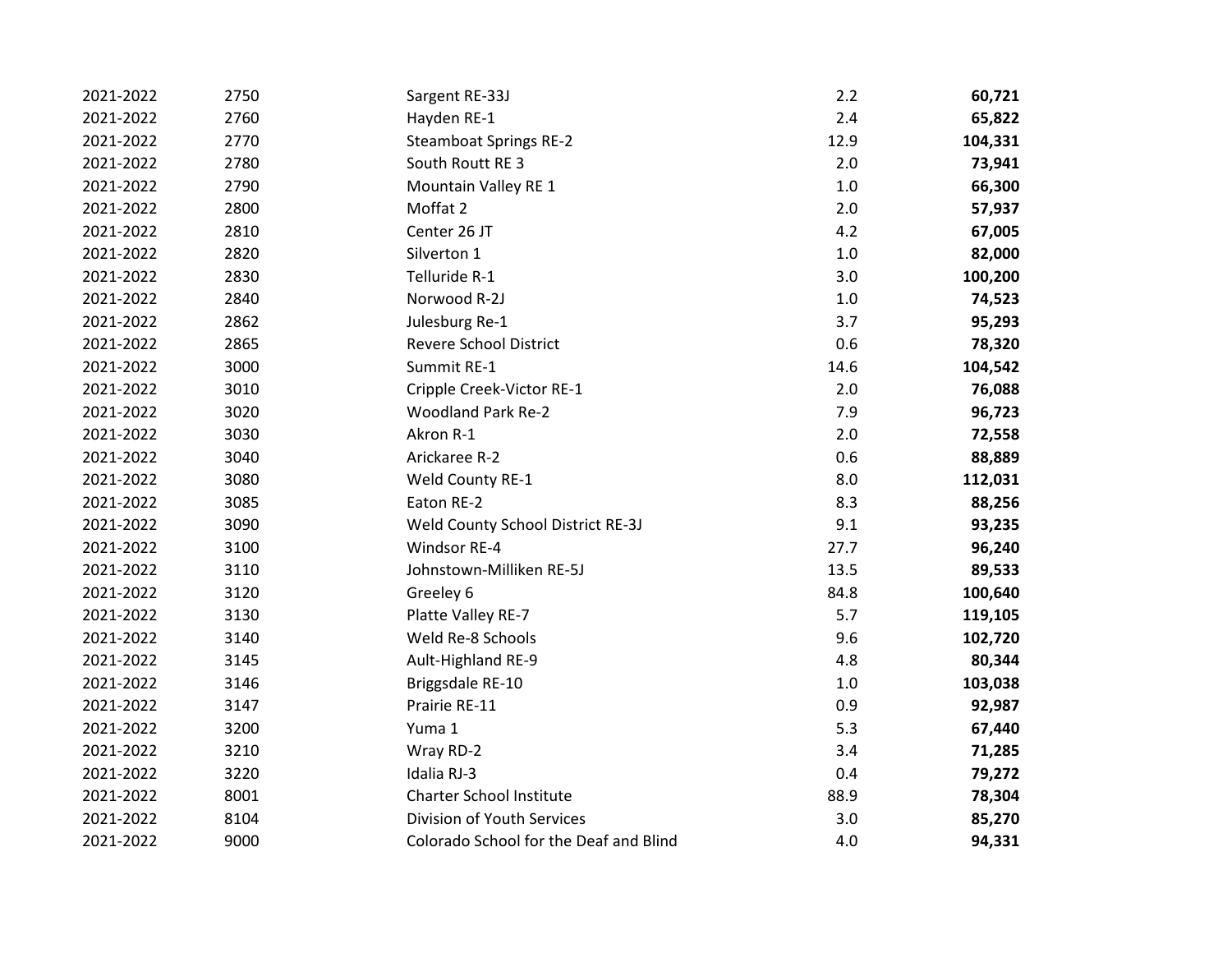| | | | | |
|---|---|---|---|---|
| 2021-2022 | 2750 | Sargent RE-33J | 2.2 | **60,721** |
| 2021-2022 | 2760 | Hayden RE-1 | 2.4 | **65,822** |
| 2021-2022 | 2770 | Steamboat Springs RE-2 | 12.9 | **104,331** |
| 2021-2022 | 2780 | South Routt RE 3 | 2.0 | **73,941** |
| 2021-2022 | 2790 | Mountain Valley RE 1 | 1.0 | **66,300** |
| 2021-2022 | 2800 | Moffat 2 | 2.0 | **57,937** |
| 2021-2022 | 2810 | Center 26 JT | 4.2 | **67,005** |
| 2021-2022 | 2820 | Silverton 1 | 1.0 | **82,000** |
| 2021-2022 | 2830 | Telluride R-1 | 3.0 | **100,200** |
| 2021-2022 | 2840 | Norwood R-2J | 1.0 | **74,523** |
| 2021-2022 | 2862 | Julesburg Re-1 | 3.7 | **95,293** |
| 2021-2022 | 2865 | Revere School District | 0.6 | **78,320** |
| 2021-2022 | 3000 | Summit RE-1 | 14.6 | **104,542** |
| 2021-2022 | 3010 | Cripple Creek-Victor RE-1 | 2.0 | **76,088** |
| 2021-2022 | 3020 | Woodland Park Re-2 | 7.9 | **96,723** |
| 2021-2022 | 3030 | Akron R-1 | 2.0 | **72,558** |
| 2021-2022 | 3040 | Arickaree R-2 | 0.6 | **88,889** |
| 2021-2022 | 3080 | Weld County RE-1 | 8.0 | **112,031** |
| 2021-2022 | 3085 | Eaton RE-2 | 8.3 | **88,256** |
| 2021-2022 | 3090 | Weld County School District RE-3J | 9.1 | **93,235** |
| 2021-2022 | 3100 | Windsor RE-4 | 27.7 | **96,240** |
| 2021-2022 | 3110 | Johnstown-Milliken RE-5J | 13.5 | **89,533** |
| 2021-2022 | 3120 | Greeley 6 | 84.8 | **100,640** |
| 2021-2022 | 3130 | Platte Valley RE-7 | 5.7 | **119,105** |
| 2021-2022 | 3140 | Weld Re-8 Schools | 9.6 | **102,720** |
| 2021-2022 | 3145 | Ault-Highland RE-9 | 4.8 | **80,344** |
| 2021-2022 | 3146 | Briggsdale RE-10 | 1.0 | **103,038** |
| 2021-2022 | 3147 | Prairie RE-11 | 0.9 | **92,987** |
| 2021-2022 | 3200 | Yuma 1 | 5.3 | **67,440** |
| 2021-2022 | 3210 | Wray RD-2 | 3.4 | **71,285** |
| 2021-2022 | 3220 | Idalia RJ-3 | 0.4 | **79,272** |
| 2021-2022 | 8001 | Charter School Institute | 88.9 | **78,304** |
| 2021-2022 | 8104 | Division of Youth Services | 3.0 | **85,270** |
| 2021-2022 | 9000 | Colorado School for the Deaf and Blind | 4.0 | **94,331** |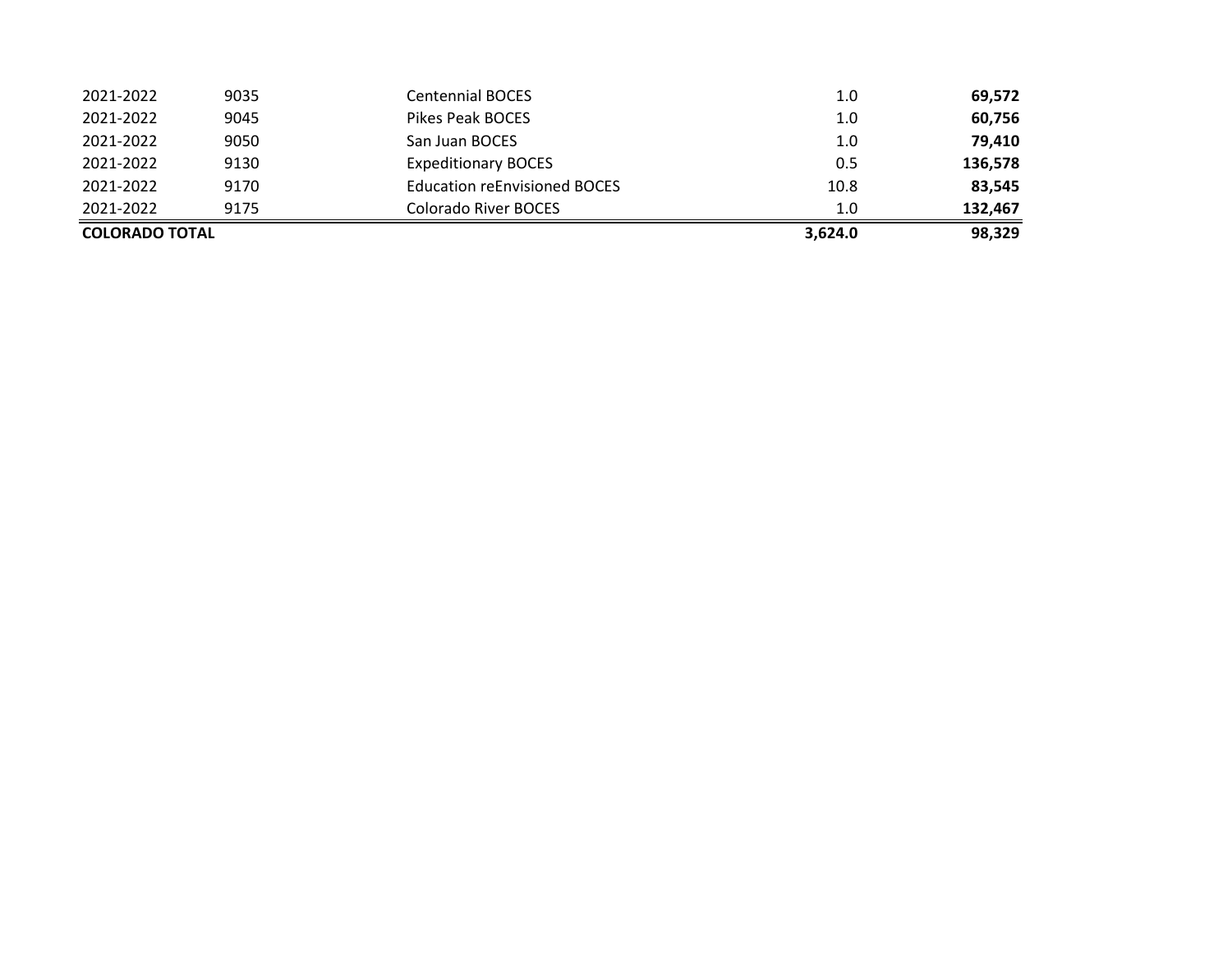| | | | | |
|---|---|---|---|---|
| 2021-2022 | 9035 | Centennial BOCES | 1.0 | **69,572** |
| 2021-2022 | 9045 | Pikes Peak BOCES | 1.0 | **60,756** |
| 2021-2022 | 9050 | San Juan BOCES | 1.0 | **79,410** |
| 2021-2022 | 9130 | Expeditionary BOCES | 0.5 | **136,578** |
| 2021-2022 | 9170 | Education reEnvisioned BOCES | 10.8 | **83,545** |
| 2021-2022 | 9175 | Colorado River BOCES | 1.0 | **132,467** |
| **COLORADO TOTAL** | | | **3,624.0** | **98,329** |